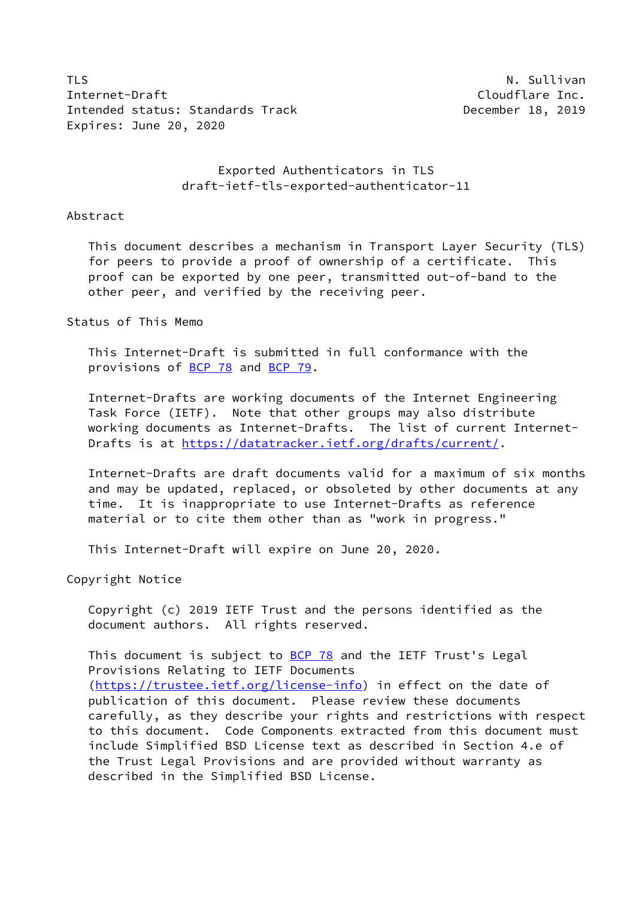TLS N. Sullivan
Internet-Draft Cloudflare Inc.
Intended status: Standards Track December 18, 2019
Expires: June 20, 2020

# Exported Authenticators in TLS
## draft-ietf-tls-exported-authenticator-11

## Abstract

This document describes a mechanism in Transport Layer Security (TLS) for peers to provide a proof of ownership of a certificate. This proof can be exported by one peer, transmitted out-of-band to the other peer, and verified by the receiving peer.

## Status of This Memo

This Internet-Draft is submitted in full conformance with the provisions of BCP 78 and BCP 79.

Internet-Drafts are working documents of the Internet Engineering Task Force (IETF). Note that other groups may also distribute working documents as Internet-Drafts. The list of current Internet-Drafts is at https://datatracker.ietf.org/drafts/current/.

Internet-Drafts are draft documents valid for a maximum of six months and may be updated, replaced, or obsoleted by other documents at any time. It is inappropriate to use Internet-Drafts as reference material or to cite them other than as "work in progress."

This Internet-Draft will expire on June 20, 2020.

## Copyright Notice

Copyright (c) 2019 IETF Trust and the persons identified as the document authors. All rights reserved.

This document is subject to BCP 78 and the IETF Trust's Legal Provisions Relating to IETF Documents (https://trustee.ietf.org/license-info) in effect on the date of publication of this document. Please review these documents carefully, as they describe your rights and restrictions with respect to this document. Code Components extracted from this document must include Simplified BSD License text as described in Section 4.e of the Trust Legal Provisions and are provided without warranty as described in the Simplified BSD License.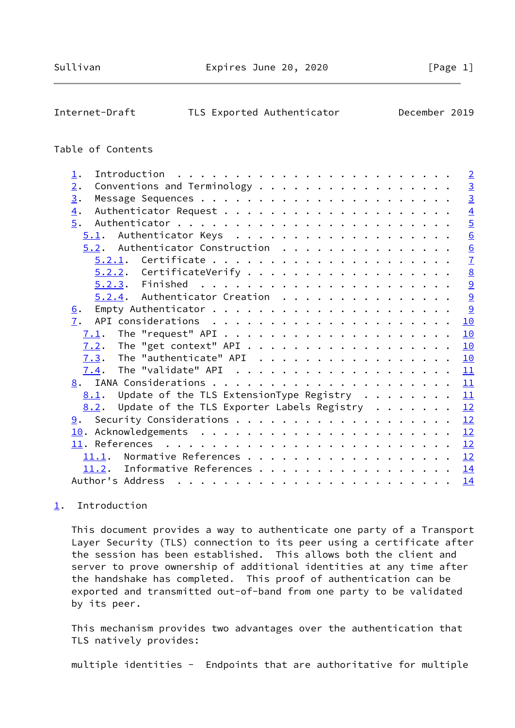Table of Contents

- 1. Introduction . . . . . . . . . . . . . . . . . . . . . . . . 2
- 2. Conventions and Terminology . . . . . . . . . . . . . . . . . 3
- 3. Message Sequences . . . . . . . . . . . . . . . . . . . . . . 3
- 4. Authenticator Request . . . . . . . . . . . . . . . . . . . . 4
- 5. Authenticator . . . . . . . . . . . . . . . . . . . . . . . . 5
  - 5.1. Authenticator Keys . . . . . . . . . . . . . . . . . . . 6
  - 5.2. Authenticator Construction . . . . . . . . . . . . . . . 6
    - 5.2.1. Certificate . . . . . . . . . . . . . . . . . . . . 7
    - 5.2.2. CertificateVerify . . . . . . . . . . . . . . . . . 8
    - 5.2.3. Finished . . . . . . . . . . . . . . . . . . . . . 9
    - 5.2.4. Authenticator Creation . . . . . . . . . . . . . . 9
- 6. Empty Authenticator . . . . . . . . . . . . . . . . . . . . . 9
- 7. API considerations . . . . . . . . . . . . . . . . . . . . . 10
  - 7.1. The "request" API . . . . . . . . . . . . . . . . . . . 10
  - 7.2. The "get context" API . . . . . . . . . . . . . . . . . 10
  - 7.3. The "authenticate" API . . . . . . . . . . . . . . . . . 10
  - 7.4. The "validate" API . . . . . . . . . . . . . . . . . . . 11
- 8. IANA Considerations . . . . . . . . . . . . . . . . . . . . . 11
  - 8.1. Update of the TLS ExtensionType Registry . . . . . . . . 11
  - 8.2. Update of the TLS Exporter Labels Registry . . . . . . . 12
- 9. Security Considerations . . . . . . . . . . . . . . . . . . . 12
- 10. Acknowledgements . . . . . . . . . . . . . . . . . . . . . . 12
- 11. References . . . . . . . . . . . . . . . . . . . . . . . . . 12
  - 11.1. Normative References . . . . . . . . . . . . . . . . . . 12
  - 11.2. Informative References . . . . . . . . . . . . . . . . . 14
- Author's Address . . . . . . . . . . . . . . . . . . . . . . . . 14

## 1. Introduction

This document provides a way to authenticate one party of a Transport Layer Security (TLS) connection to its peer using a certificate after the session has been established. This allows both the client and server to prove ownership of additional identities at any time after the handshake has completed. This proof of authentication can be exported and transmitted out-of-band from one party to be validated by its peer.

This mechanism provides two advantages over the authentication that TLS natively provides:

multiple identities - Endpoints that are authoritative for multiple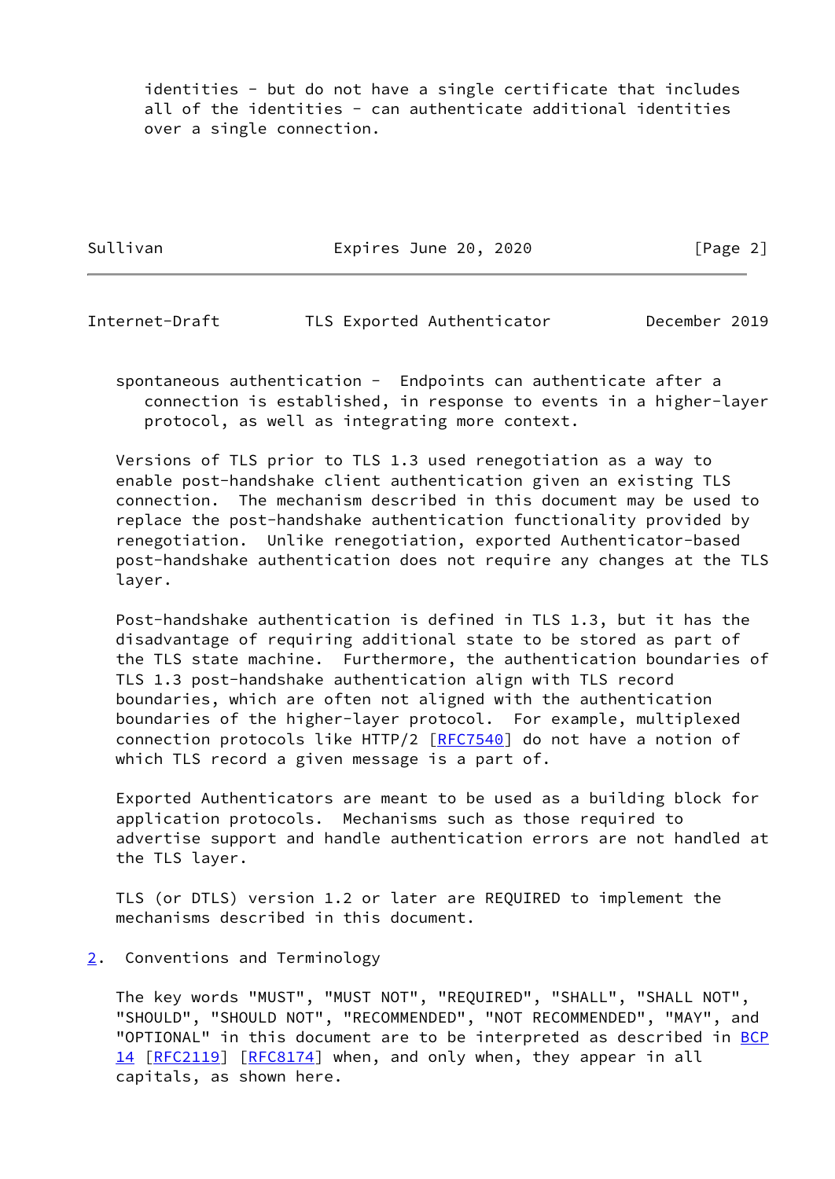identities - but do not have a single certificate that includes all of the identities - can authenticate additional identities over a single connection.

spontaneous authentication - Endpoints can authenticate after a connection is established, in response to events in a higher-layer protocol, as well as integrating more context.

Versions of TLS prior to TLS 1.3 used renegotiation as a way to enable post-handshake client authentication given an existing TLS connection. The mechanism described in this document may be used to replace the post-handshake authentication functionality provided by renegotiation. Unlike renegotiation, exported Authenticator-based post-handshake authentication does not require any changes at the TLS layer.

Post-handshake authentication is defined in TLS 1.3, but it has the disadvantage of requiring additional state to be stored as part of the TLS state machine. Furthermore, the authentication boundaries of TLS 1.3 post-handshake authentication align with TLS record boundaries, which are often not aligned with the authentication boundaries of the higher-layer protocol. For example, multiplexed connection protocols like HTTP/2 [RFC7540] do not have a notion of which TLS record a given message is a part of.

Exported Authenticators are meant to be used as a building block for application protocols. Mechanisms such as those required to advertise support and handle authentication errors are not handled at the TLS layer.

TLS (or DTLS) version 1.2 or later are REQUIRED to implement the mechanisms described in this document.

## 2. Conventions and Terminology

The key words "MUST", "MUST NOT", "REQUIRED", "SHALL", "SHALL NOT", "SHOULD", "SHOULD NOT", "RECOMMENDED", "NOT RECOMMENDED", "MAY", and "OPTIONAL" in this document are to be interpreted as described in BCP 14 [RFC2119] [RFC8174] when, and only when, they appear in all capitals, as shown here.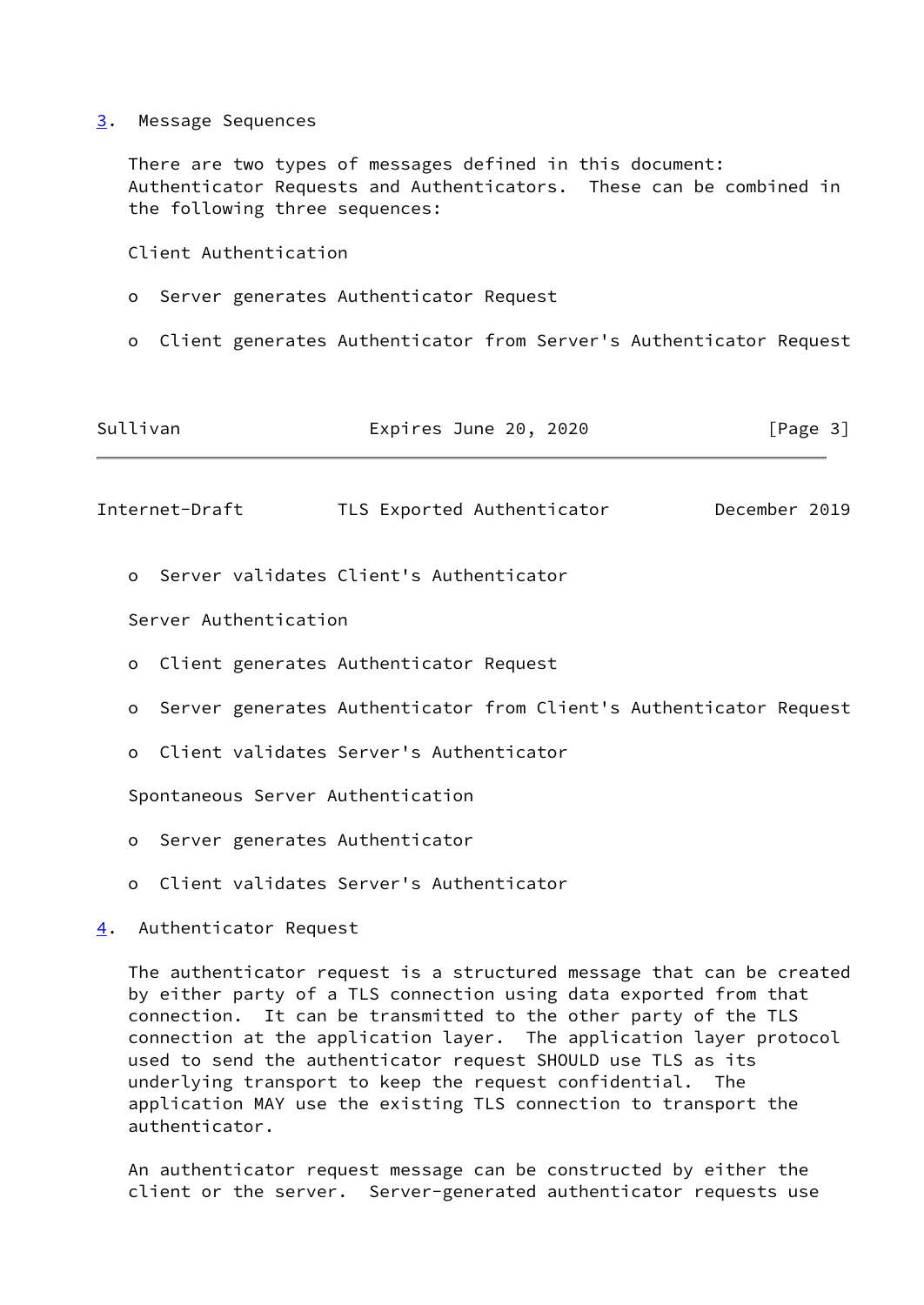## 3. Message Sequences

There are two types of messages defined in this document: Authenticator Requests and Authenticators. These can be combined in the following three sequences:

Client Authentication

- Server generates Authenticator Request
- Client generates Authenticator from Server's Authenticator Request
- Server validates Client's Authenticator

Server Authentication

- Client generates Authenticator Request
- Server generates Authenticator from Client's Authenticator Request
- Client validates Server's Authenticator

Spontaneous Server Authentication

- Server generates Authenticator
- Client validates Server's Authenticator

## 4. Authenticator Request

The authenticator request is a structured message that can be created by either party of a TLS connection using data exported from that connection. It can be transmitted to the other party of the TLS connection at the application layer. The application layer protocol used to send the authenticator request SHOULD use TLS as its underlying transport to keep the request confidential. The application MAY use the existing TLS connection to transport the authenticator.

An authenticator request message can be constructed by either the client or the server. Server-generated authenticator requests use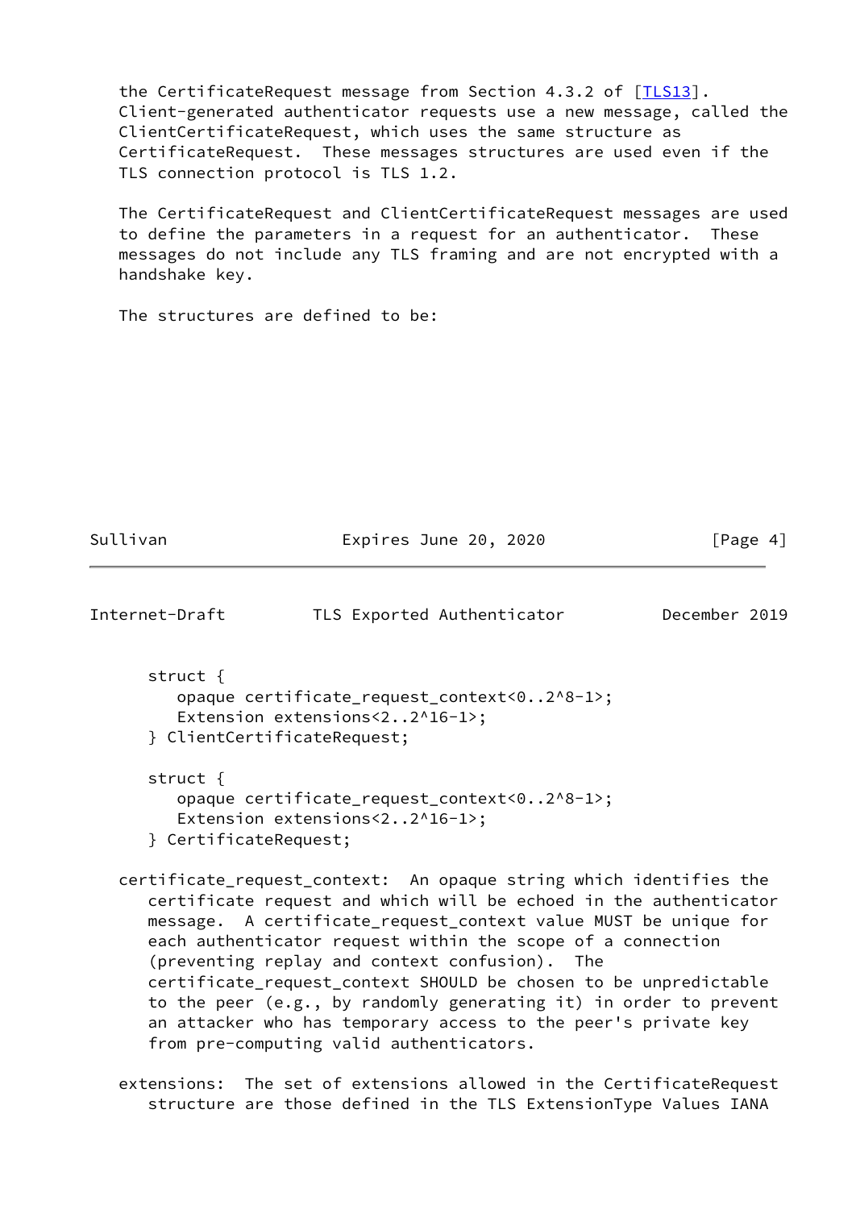the CertificateRequest message from Section 4.3.2 of [TLS13]. Client-generated authenticator requests use a new message, called the ClientCertificateRequest, which uses the same structure as CertificateRequest. These messages structures are used even if the TLS connection protocol is TLS 1.2.

The CertificateRequest and ClientCertificateRequest messages are used to define the parameters in a request for an authenticator. These messages do not include any TLS framing and are not encrypted with a handshake key.

The structures are defined to be:

```
struct {
   opaque certificate_request_context<0..2^8-1>;
   Extension extensions<2..2^16-1>;
} ClientCertificateRequest;

struct {
   opaque certificate_request_context<0..2^8-1>;
   Extension extensions<2..2^16-1>;
} CertificateRequest;
```

certificate_request_context: An opaque string which identifies the certificate request and which will be echoed in the authenticator message. A certificate_request_context value MUST be unique for each authenticator request within the scope of a connection (preventing replay and context confusion). The certificate_request_context SHOULD be chosen to be unpredictable to the peer (e.g., by randomly generating it) in order to prevent an attacker who has temporary access to the peer's private key from pre-computing valid authenticators.

extensions: The set of extensions allowed in the CertificateRequest structure are those defined in the TLS ExtensionType Values IANA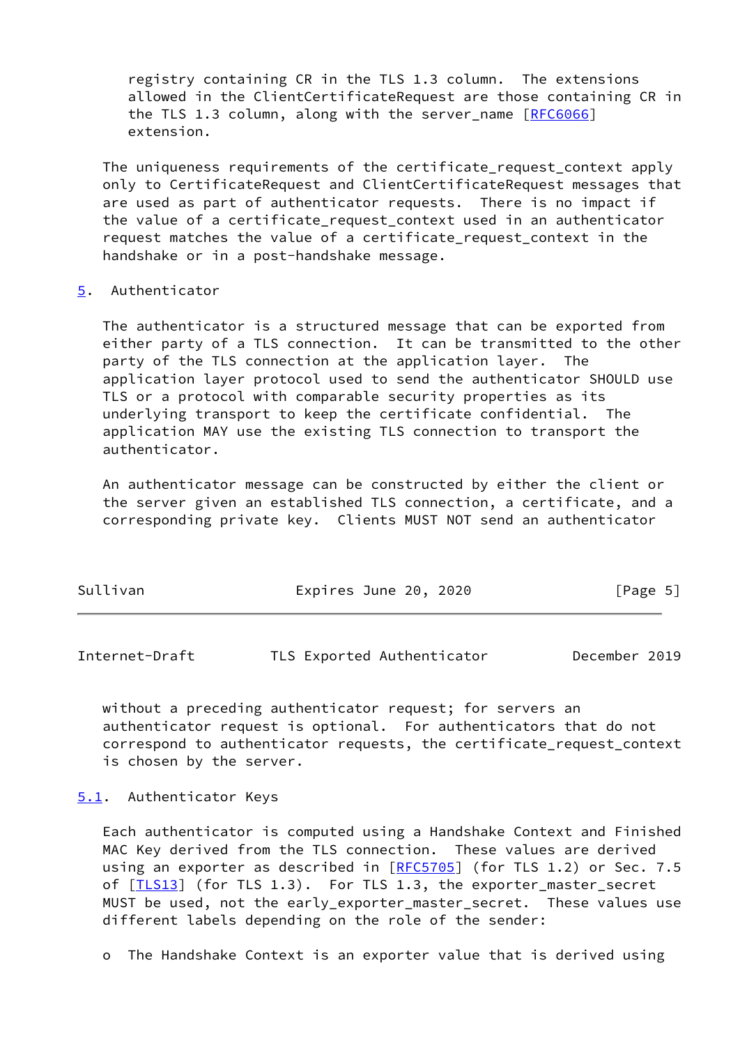registry containing CR in the TLS 1.3 column. The extensions allowed in the ClientCertificateRequest are those containing CR in the TLS 1.3 column, along with the server_name [RFC6066] extension.

The uniqueness requirements of the certificate_request_context apply only to CertificateRequest and ClientCertificateRequest messages that are used as part of authenticator requests. There is no impact if the value of a certificate_request_context used in an authenticator request matches the value of a certificate_request_context in the handshake or in a post-handshake message.

## 5. Authenticator

The authenticator is a structured message that can be exported from either party of a TLS connection. It can be transmitted to the other party of the TLS connection at the application layer. The application layer protocol used to send the authenticator SHOULD use TLS or a protocol with comparable security properties as its underlying transport to keep the certificate confidential. The application MAY use the existing TLS connection to transport the authenticator.

An authenticator message can be constructed by either the client or the server given an established TLS connection, a certificate, and a corresponding private key. Clients MUST NOT send an authenticator without a preceding authenticator request; for servers an authenticator request is optional. For authenticators that do not correspond to authenticator requests, the certificate_request_context is chosen by the server.

### 5.1. Authenticator Keys

Each authenticator is computed using a Handshake Context and Finished MAC Key derived from the TLS connection. These values are derived using an exporter as described in [RFC5705] (for TLS 1.2) or Sec. 7.5 of [TLS13] (for TLS 1.3). For TLS 1.3, the exporter_master_secret MUST be used, not the early_exporter_master_secret. These values use different labels depending on the role of the sender:

o The Handshake Context is an exporter value that is derived using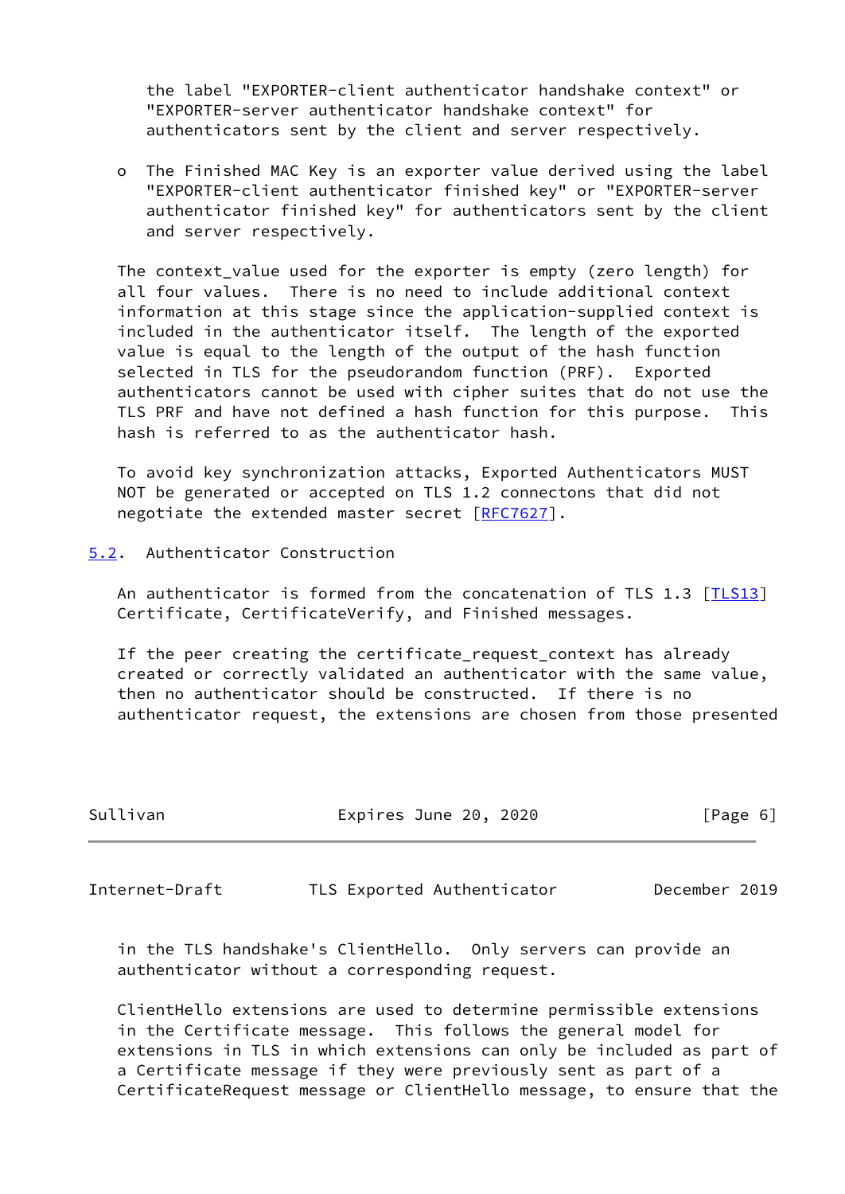the label "EXPORTER-client authenticator handshake context" or "EXPORTER-server authenticator handshake context" for authenticators sent by the client and server respectively.

- The Finished MAC Key is an exporter value derived using the label "EXPORTER-client authenticator finished key" or "EXPORTER-server authenticator finished key" for authenticators sent by the client and server respectively.

The context_value used for the exporter is empty (zero length) for all four values. There is no need to include additional context information at this stage since the application-supplied context is included in the authenticator itself. The length of the exported value is equal to the length of the output of the hash function selected in TLS for the pseudorandom function (PRF). Exported authenticators cannot be used with cipher suites that do not use the TLS PRF and have not defined a hash function for this purpose. This hash is referred to as the authenticator hash.

To avoid key synchronization attacks, Exported Authenticators MUST NOT be generated or accepted on TLS 1.2 connectons that did not negotiate the extended master secret [RFC7627].

## 5.2. Authenticator Construction

An authenticator is formed from the concatenation of TLS 1.3 [TLS13] Certificate, CertificateVerify, and Finished messages.

If the peer creating the certificate_request_context has already created or correctly validated an authenticator with the same value, then no authenticator should be constructed. If there is no authenticator request, the extensions are chosen from those presented in the TLS handshake's ClientHello. Only servers can provide an authenticator without a corresponding request.

ClientHello extensions are used to determine permissible extensions in the Certificate message. This follows the general model for extensions in TLS in which extensions can only be included as part of a Certificate message if they were previously sent as part of a CertificateRequest message or ClientHello message, to ensure that the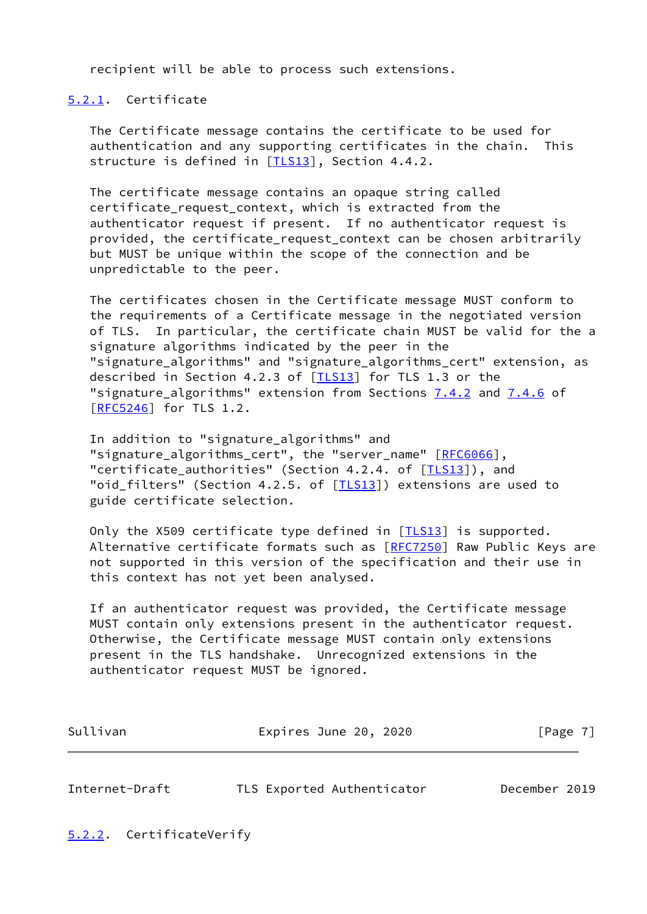recipient will be able to process such extensions.

### 5.2.1. Certificate

The Certificate message contains the certificate to be used for authentication and any supporting certificates in the chain. This structure is defined in [TLS13], Section 4.4.2.

The certificate message contains an opaque string called certificate_request_context, which is extracted from the authenticator request if present. If no authenticator request is provided, the certificate_request_context can be chosen arbitrarily but MUST be unique within the scope of the connection and be unpredictable to the peer.

The certificates chosen in the Certificate message MUST conform to the requirements of a Certificate message in the negotiated version of TLS. In particular, the certificate chain MUST be valid for the a signature algorithms indicated by the peer in the "signature_algorithms" and "signature_algorithms_cert" extension, as described in Section 4.2.3 of [TLS13] for TLS 1.3 or the "signature_algorithms" extension from Sections 7.4.2 and 7.4.6 of [RFC5246] for TLS 1.2.

In addition to "signature_algorithms" and "signature_algorithms_cert", the "server_name" [RFC6066], "certificate_authorities" (Section 4.2.4. of [TLS13]), and "oid_filters" (Section 4.2.5. of [TLS13]) extensions are used to guide certificate selection.

Only the X509 certificate type defined in [TLS13] is supported. Alternative certificate formats such as [RFC7250] Raw Public Keys are not supported in this version of the specification and their use in this context has not yet been analysed.

If an authenticator request was provided, the Certificate message MUST contain only extensions present in the authenticator request. Otherwise, the Certificate message MUST contain only extensions present in the TLS handshake. Unrecognized extensions in the authenticator request MUST be ignored.

### 5.2.2. CertificateVerify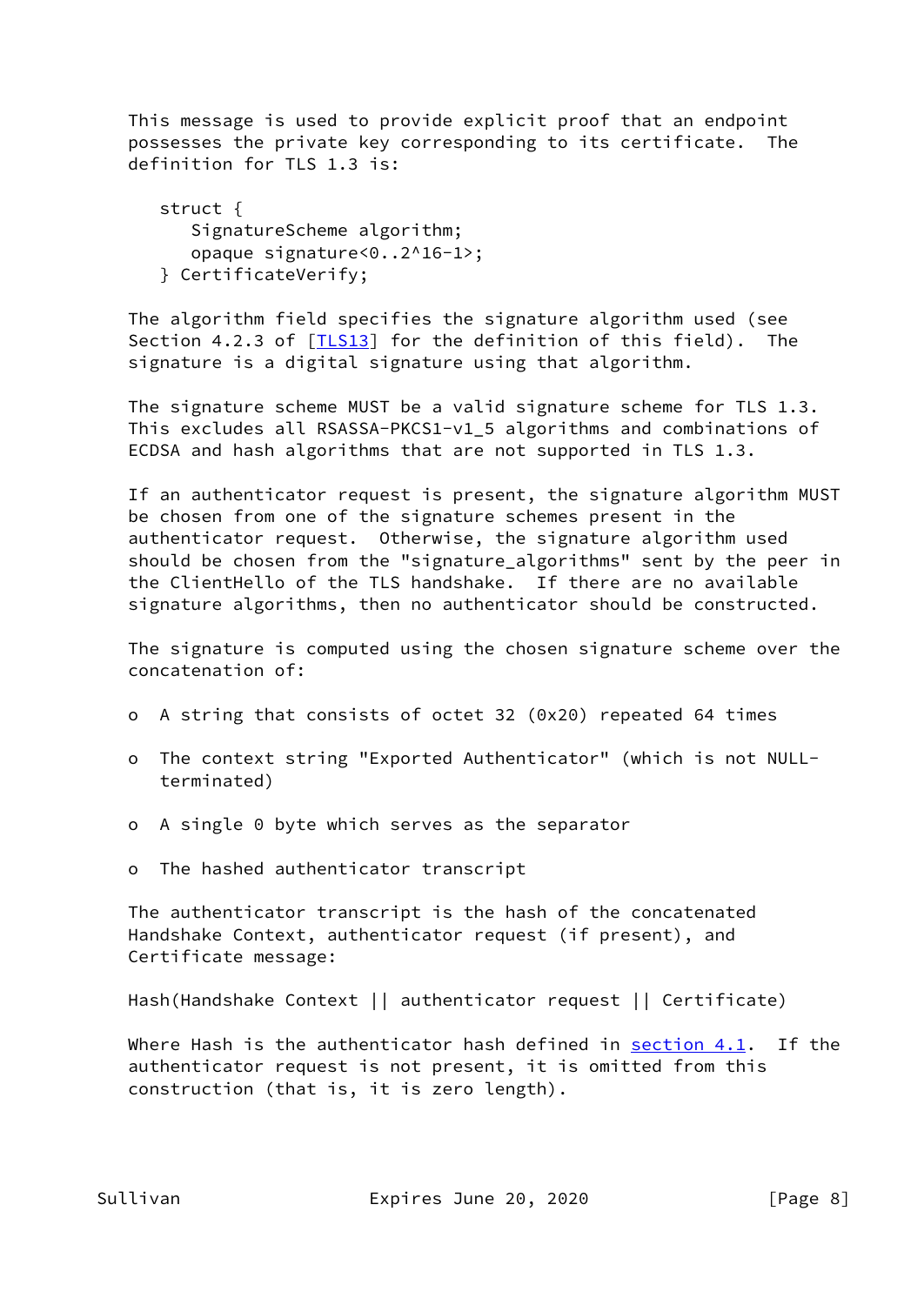This message is used to provide explicit proof that an endpoint possesses the private key corresponding to its certificate. The definition for TLS 1.3 is:

```
struct {
   SignatureScheme algorithm;
   opaque signature<0..2^16-1>;
} CertificateVerify;
```

The algorithm field specifies the signature algorithm used (see Section 4.2.3 of [TLS13] for the definition of this field). The signature is a digital signature using that algorithm.

The signature scheme MUST be a valid signature scheme for TLS 1.3. This excludes all RSASSA-PKCS1-v1_5 algorithms and combinations of ECDSA and hash algorithms that are not supported in TLS 1.3.

If an authenticator request is present, the signature algorithm MUST be chosen from one of the signature schemes present in the authenticator request. Otherwise, the signature algorithm used should be chosen from the "signature_algorithms" sent by the peer in the ClientHello of the TLS handshake. If there are no available signature algorithms, then no authenticator should be constructed.

The signature is computed using the chosen signature scheme over the concatenation of:

- A string that consists of octet 32 (0x20) repeated 64 times
- The context string "Exported Authenticator" (which is not NULL-terminated)
- A single 0 byte which serves as the separator
- The hashed authenticator transcript

The authenticator transcript is the hash of the concatenated Handshake Context, authenticator request (if present), and Certificate message:

```
Hash(Handshake Context || authenticator request || Certificate)
```

Where Hash is the authenticator hash defined in section 4.1. If the authenticator request is not present, it is omitted from this construction (that is, it is zero length).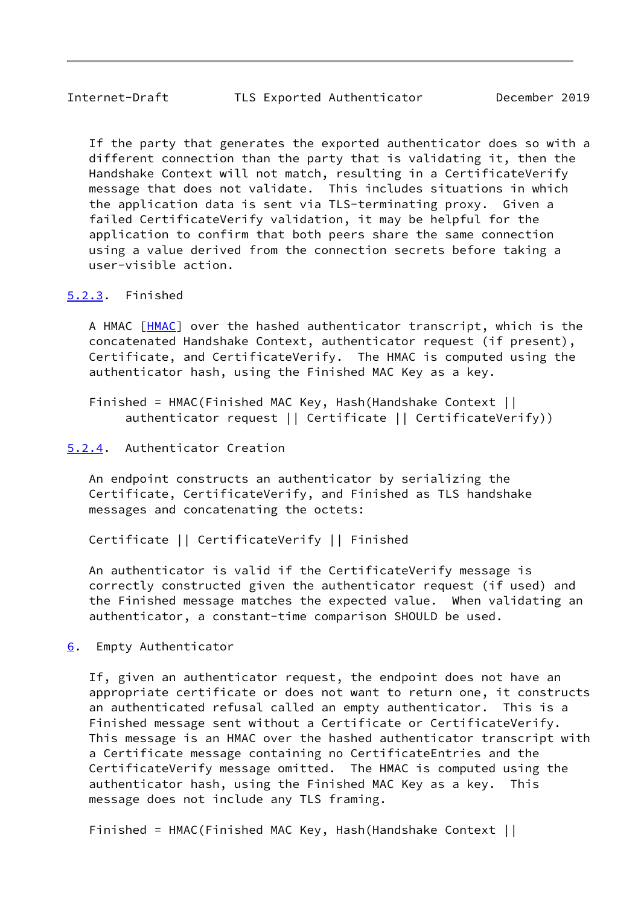If the party that generates the exported authenticator does so with a different connection than the party that is validating it, then the Handshake Context will not match, resulting in a CertificateVerify message that does not validate. This includes situations in which the application data is sent via TLS-terminating proxy. Given a failed CertificateVerify validation, it may be helpful for the application to confirm that both peers share the same connection using a value derived from the connection secrets before taking a user-visible action.

### 5.2.3. Finished

A HMAC [HMAC] over the hashed authenticator transcript, which is the concatenated Handshake Context, authenticator request (if present), Certificate, and CertificateVerify. The HMAC is computed using the authenticator hash, using the Finished MAC Key as a key.

```
Finished = HMAC(Finished MAC Key, Hash(Handshake Context ||
     authenticator request || Certificate || CertificateVerify))
```

### 5.2.4. Authenticator Creation

An endpoint constructs an authenticator by serializing the Certificate, CertificateVerify, and Finished as TLS handshake messages and concatenating the octets:

```
Certificate || CertificateVerify || Finished
```

An authenticator is valid if the CertificateVerify message is correctly constructed given the authenticator request (if used) and the Finished message matches the expected value. When validating an authenticator, a constant-time comparison SHOULD be used.

## 6. Empty Authenticator

If, given an authenticator request, the endpoint does not have an appropriate certificate or does not want to return one, it constructs an authenticated refusal called an empty authenticator. This is a Finished message sent without a Certificate or CertificateVerify. This message is an HMAC over the hashed authenticator transcript with a Certificate message containing no CertificateEntries and the CertificateVerify message omitted. The HMAC is computed using the authenticator hash, using the Finished MAC Key as a key. This message does not include any TLS framing.

```
Finished = HMAC(Finished MAC Key, Hash(Handshake Context ||
```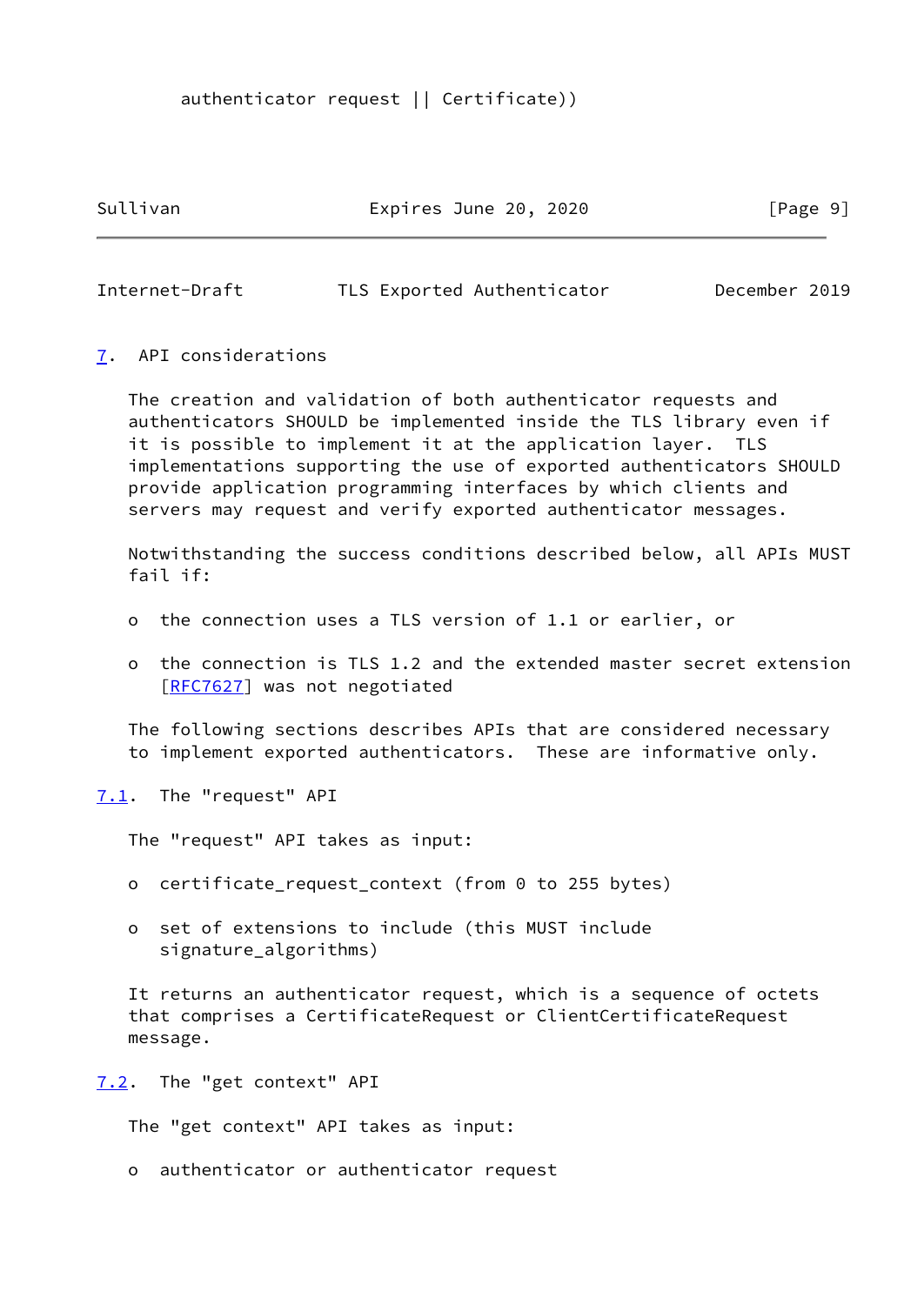authenticator request || Certificate))

## 7. API considerations

The creation and validation of both authenticator requests and authenticators SHOULD be implemented inside the TLS library even if it is possible to implement it at the application layer. TLS implementations supporting the use of exported authenticators SHOULD provide application programming interfaces by which clients and servers may request and verify exported authenticator messages.

Notwithstanding the success conditions described below, all APIs MUST fail if:

- the connection uses a TLS version of 1.1 or earlier, or
- the connection is TLS 1.2 and the extended master secret extension [RFC7627] was not negotiated

The following sections describes APIs that are considered necessary to implement exported authenticators. These are informative only.

### 7.1. The "request" API

The "request" API takes as input:

- certificate_request_context (from 0 to 255 bytes)
- set of extensions to include (this MUST include signature_algorithms)

It returns an authenticator request, which is a sequence of octets that comprises a CertificateRequest or ClientCertificateRequest message.

### 7.2. The "get context" API

The "get context" API takes as input:

- authenticator or authenticator request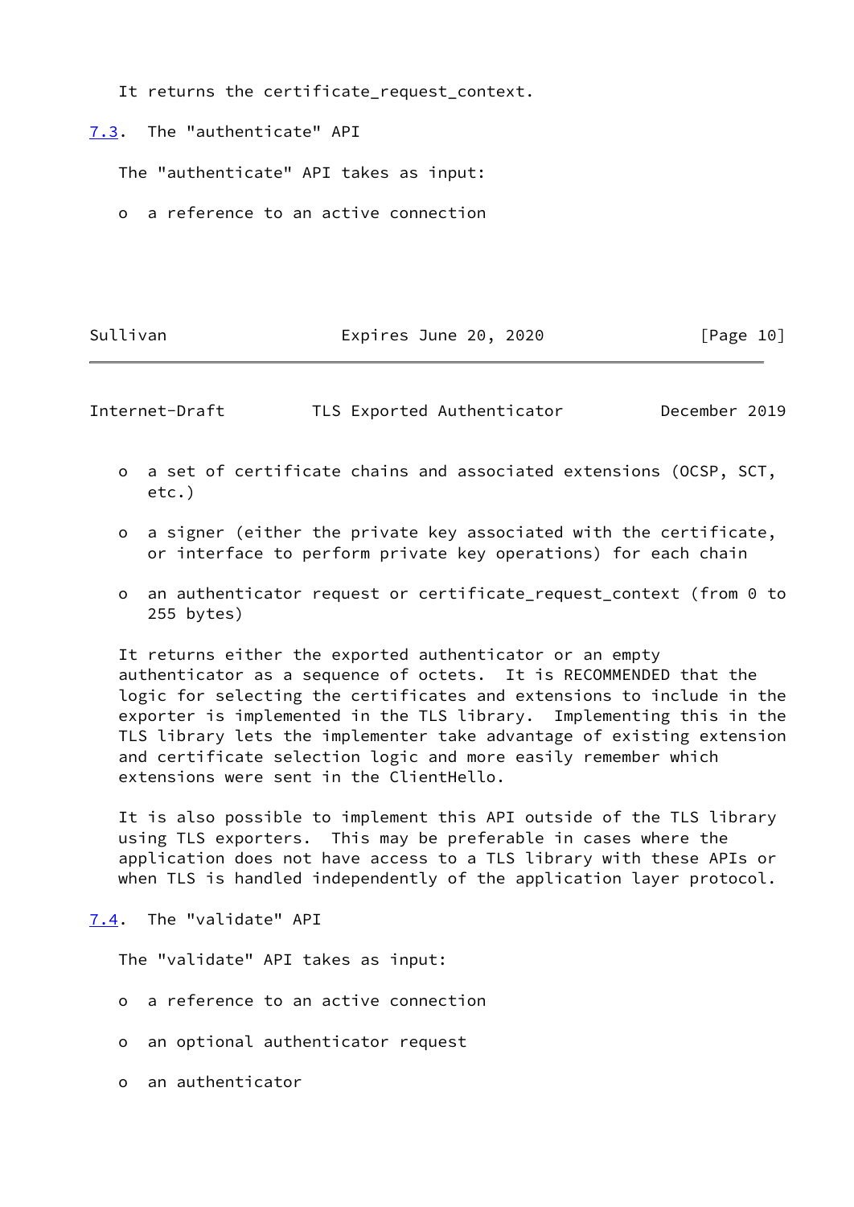It returns the certificate_request_context.

### 7.3. The "authenticate" API

The "authenticate" API takes as input:

- a reference to an active connection
- a set of certificate chains and associated extensions (OCSP, SCT, etc.)
- a signer (either the private key associated with the certificate, or interface to perform private key operations) for each chain
- an authenticator request or certificate_request_context (from 0 to 255 bytes)

It returns either the exported authenticator or an empty authenticator as a sequence of octets. It is RECOMMENDED that the logic for selecting the certificates and extensions to include in the exporter is implemented in the TLS library. Implementing this in the TLS library lets the implementer take advantage of existing extension and certificate selection logic and more easily remember which extensions were sent in the ClientHello.

It is also possible to implement this API outside of the TLS library using TLS exporters. This may be preferable in cases where the application does not have access to a TLS library with these APIs or when TLS is handled independently of the application layer protocol.

### 7.4. The "validate" API

The "validate" API takes as input:

- a reference to an active connection
- an optional authenticator request
- an authenticator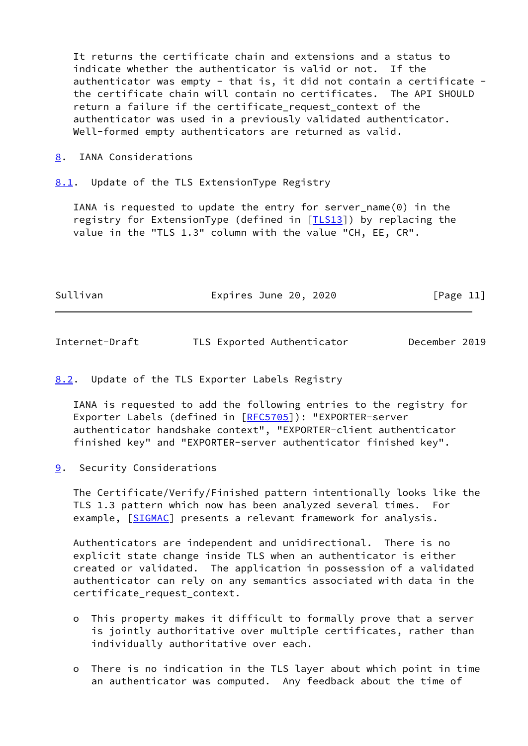It returns the certificate chain and extensions and a status to indicate whether the authenticator is valid or not. If the authenticator was empty - that is, it did not contain a certificate - the certificate chain will contain no certificates. The API SHOULD return a failure if the certificate_request_context of the authenticator was used in a previously validated authenticator. Well-formed empty authenticators are returned as valid.

## 8. IANA Considerations

### 8.1. Update of the TLS ExtensionType Registry

IANA is requested to update the entry for server_name(0) in the registry for ExtensionType (defined in [TLS13]) by replacing the value in the "TLS 1.3" column with the value "CH, EE, CR".

### 8.2. Update of the TLS Exporter Labels Registry

IANA is requested to add the following entries to the registry for Exporter Labels (defined in [RFC5705]): "EXPORTER-server authenticator handshake context", "EXPORTER-client authenticator finished key" and "EXPORTER-server authenticator finished key".

## 9. Security Considerations

The Certificate/Verify/Finished pattern intentionally looks like the TLS 1.3 pattern which now has been analyzed several times. For example, [SIGMAC] presents a relevant framework for analysis.

Authenticators are independent and unidirectional. There is no explicit state change inside TLS when an authenticator is either created or validated. The application in possession of a validated authenticator can rely on any semantics associated with data in the certificate_request_context.

- This property makes it difficult to formally prove that a server is jointly authoritative over multiple certificates, rather than individually authoritative over each.
- There is no indication in the TLS layer about which point in time an authenticator was computed. Any feedback about the time of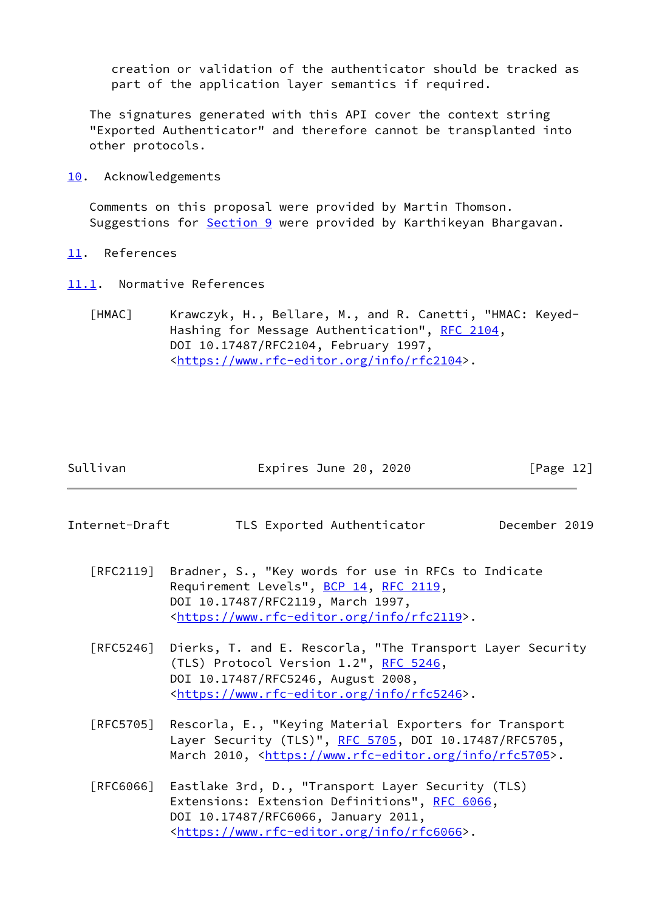creation or validation of the authenticator should be tracked as part of the application layer semantics if required.

The signatures generated with this API cover the context string "Exported Authenticator" and therefore cannot be transplanted into other protocols.

## 10. Acknowledgements

Comments on this proposal were provided by Martin Thomson. Suggestions for Section 9 were provided by Karthikeyan Bhargavan.

## 11. References

### 11.1. Normative References

[HMAC] Krawczyk, H., Bellare, M., and R. Canetti, "HMAC: Keyed-Hashing for Message Authentication", RFC 2104, DOI 10.17487/RFC2104, February 1997, <https://www.rfc-editor.org/info/rfc2104>.

[RFC2119] Bradner, S., "Key words for use in RFCs to Indicate Requirement Levels", BCP 14, RFC 2119, DOI 10.17487/RFC2119, March 1997, <https://www.rfc-editor.org/info/rfc2119>.

[RFC5246] Dierks, T. and E. Rescorla, "The Transport Layer Security (TLS) Protocol Version 1.2", RFC 5246, DOI 10.17487/RFC5246, August 2008, <https://www.rfc-editor.org/info/rfc5246>.

[RFC5705] Rescorla, E., "Keying Material Exporters for Transport Layer Security (TLS)", RFC 5705, DOI 10.17487/RFC5705, March 2010, <https://www.rfc-editor.org/info/rfc5705>.

[RFC6066] Eastlake 3rd, D., "Transport Layer Security (TLS) Extensions: Extension Definitions", RFC 6066, DOI 10.17487/RFC6066, January 2011, <https://www.rfc-editor.org/info/rfc6066>.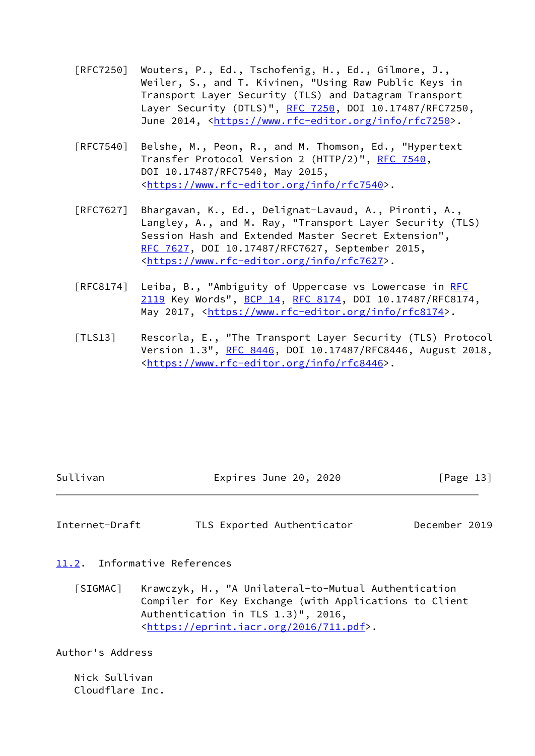[RFC7250] Wouters, P., Ed., Tschofenig, H., Ed., Gilmore, J., Weiler, S., and T. Kivinen, "Using Raw Public Keys in Transport Layer Security (TLS) and Datagram Transport Layer Security (DTLS)", RFC 7250, DOI 10.17487/RFC7250, June 2014, <https://www.rfc-editor.org/info/rfc7250>.

[RFC7540] Belshe, M., Peon, R., and M. Thomson, Ed., "Hypertext Transfer Protocol Version 2 (HTTP/2)", RFC 7540, DOI 10.17487/RFC7540, May 2015, <https://www.rfc-editor.org/info/rfc7540>.

[RFC7627] Bhargavan, K., Ed., Delignat-Lavaud, A., Pironti, A., Langley, A., and M. Ray, "Transport Layer Security (TLS) Session Hash and Extended Master Secret Extension", RFC 7627, DOI 10.17487/RFC7627, September 2015, <https://www.rfc-editor.org/info/rfc7627>.

[RFC8174] Leiba, B., "Ambiguity of Uppercase vs Lowercase in RFC 2119 Key Words", BCP 14, RFC 8174, DOI 10.17487/RFC8174, May 2017, <https://www.rfc-editor.org/info/rfc8174>.

[TLS13] Rescorla, E., "The Transport Layer Security (TLS) Protocol Version 1.3", RFC 8446, DOI 10.17487/RFC8446, August 2018, <https://www.rfc-editor.org/info/rfc8446>.

## 11.2. Informative References

[SIGMAC] Krawczyk, H., "A Unilateral-to-Mutual Authentication Compiler for Key Exchange (with Applications to Client Authentication in TLS 1.3)", 2016, <https://eprint.iacr.org/2016/711.pdf>.

# Author's Address

Nick Sullivan
Cloudflare Inc.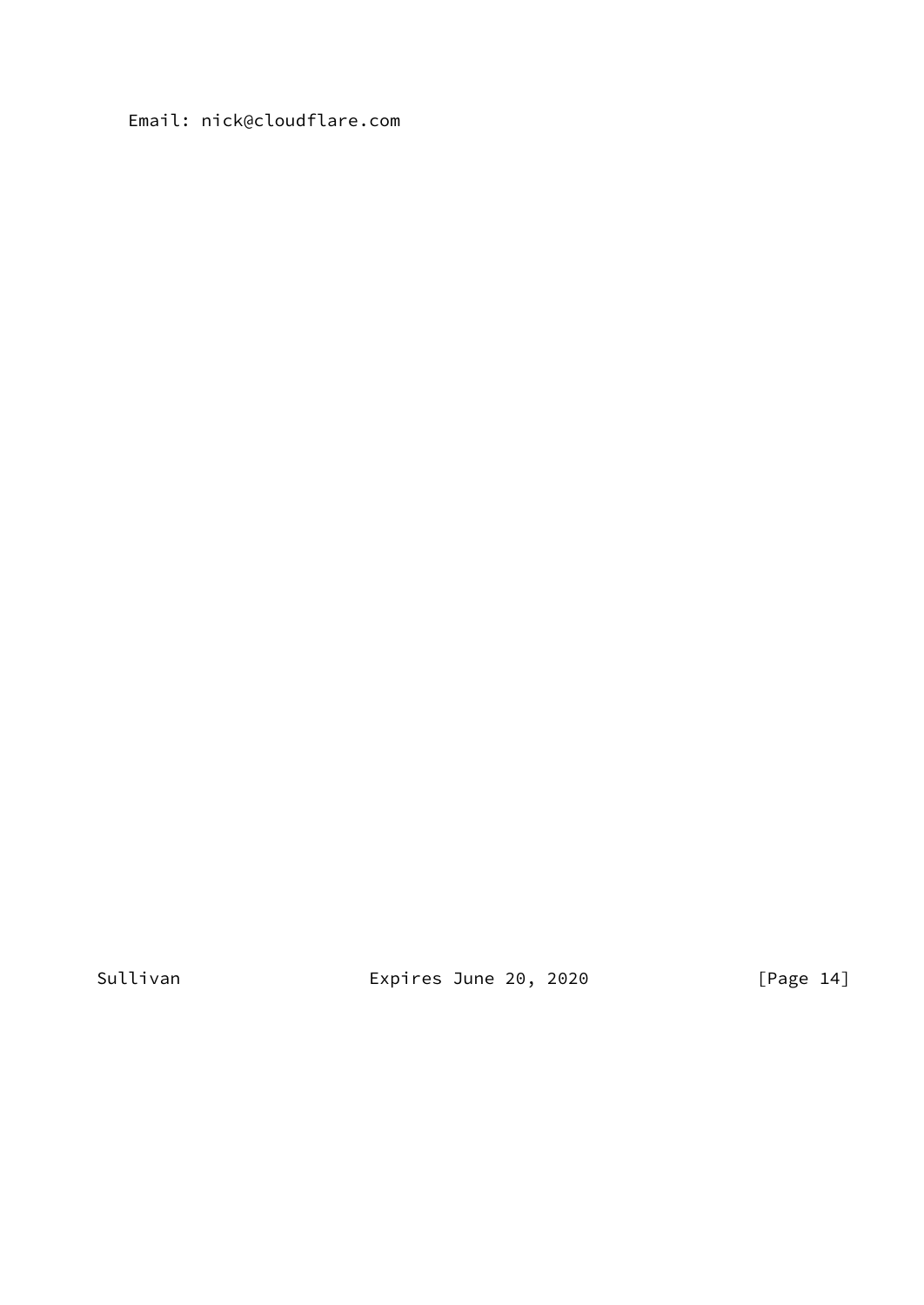Email: nick@cloudflare.com